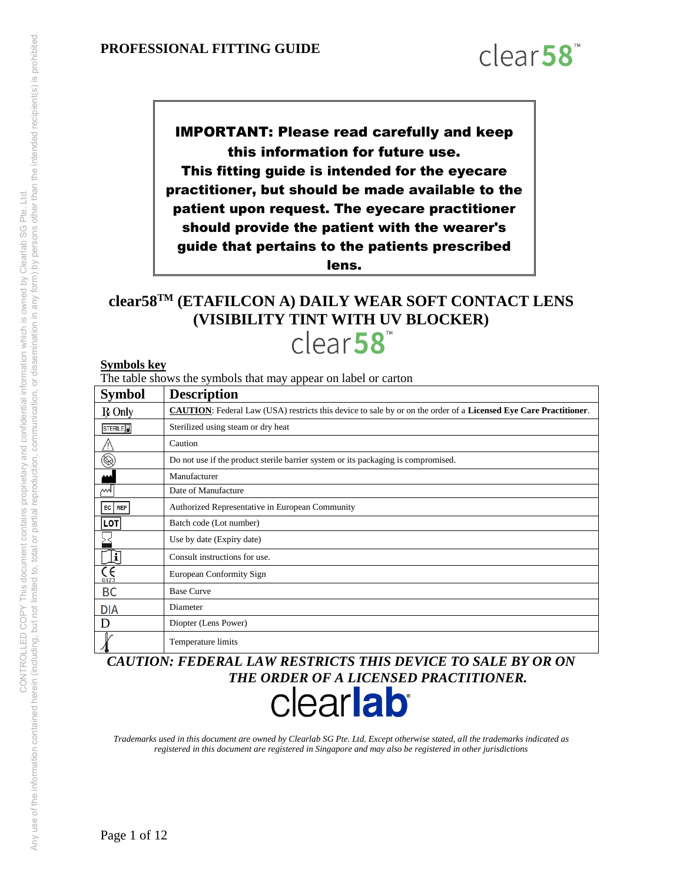**PROFESSIONAL FITTING GUIDE**

clear58™

**IMPORTANT: Please read carefully and keep this information for future use. This fitting guide is intended for the eyecare practitioner, but should be made available to the patient upon request. The eyecare practitioner should provide the patient with the wearer's guide that pertains to the patients prescribed lens.**

# clear58™ (ETAFILCON A) DAILY WEAR SOFT CONTACT LENS (VISIBILITY TINT WITH UV BLOCKER)

clear58™

**Symbols key**

The table shows the symbols that may appear on label or carton

| Symbol | Description |
|---|---|
| ℞ Only | **CAUTION**: Federal Law (USA) restricts this device to sale by or on the order of a **Licensed Eye Care Practitioner**. |
| STERILE | Sterilized using steam or dry heat |
| ⚠ | Caution |
| | Do not use if the product sterile barrier system or its packaging is compromised. |
| | Manufacturer |
| | Date of Manufacture |
| EC REP | Authorized Representative in European Community |
| LOT | Batch code (Lot number) |
| | Use by date (Expiry date) |
| | Consult instructions for use. |
| CE 0123 | European Conformity Sign |
| BC | Base Curve |
| DIA | Diameter |
| D | Diopter (Lens Power) |
| | Temperature limits |

***CAUTION: FEDERAL LAW RESTRICTS THIS DEVICE TO SALE BY OR ON THE ORDER OF A LICENSED PRACTITIONER.***

clearlab®

*Trademarks used in this document are owned by Clearlab SG Pte. Ltd. Except otherwise stated, all the trademarks indicated as registered in this document are registered in Singapore and may also be registered in other jurisdictions*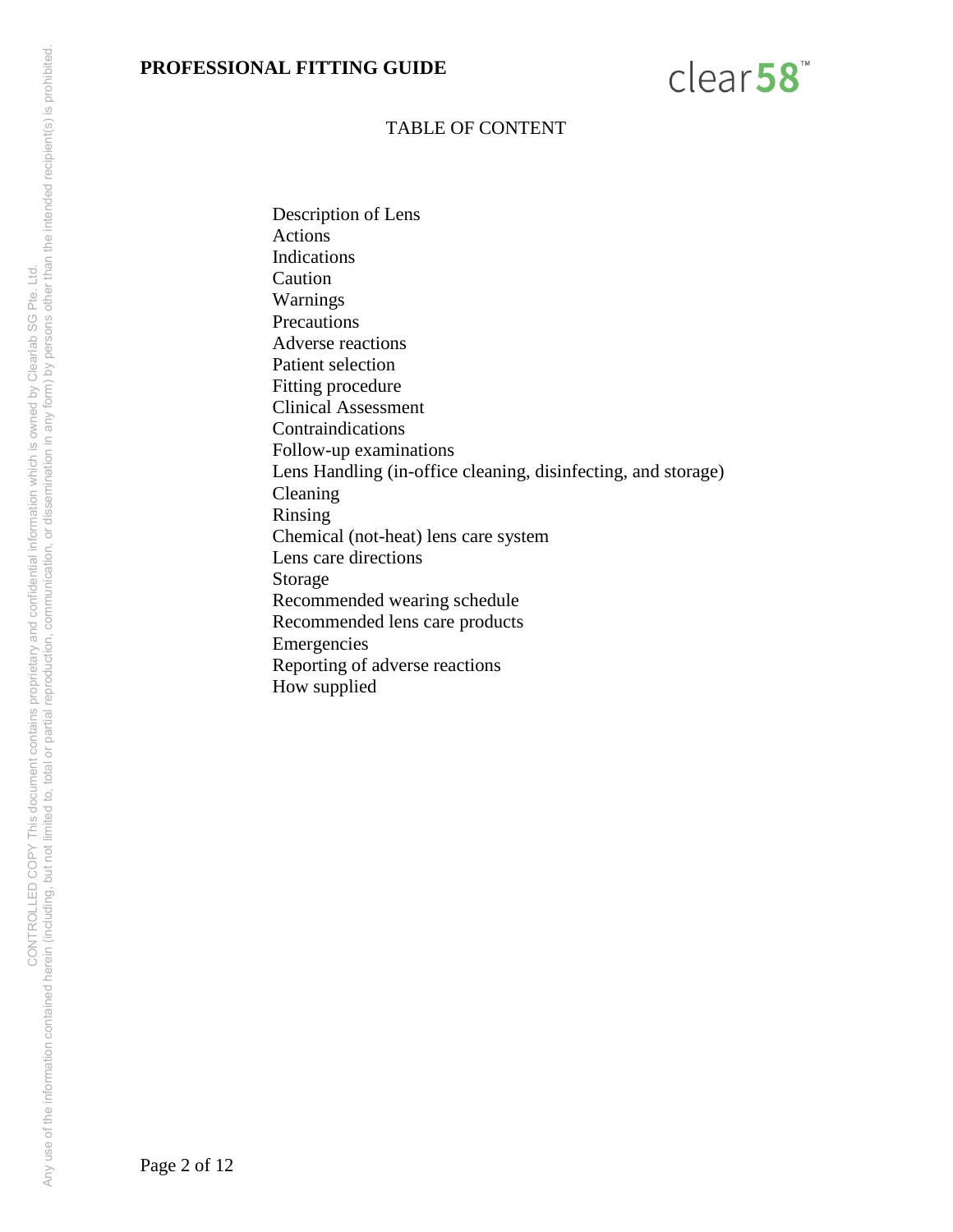## TABLE OF CONTENT

- Description of Lens
- Actions
- Indications
- Caution
- Warnings
- Precautions
- Adverse reactions
- Patient selection
- Fitting procedure
- Clinical Assessment
- Contraindications
- Follow-up examinations
- Lens Handling (in-office cleaning, disinfecting, and storage)
- Cleaning
- Rinsing
- Chemical (not-heat) lens care system
- Lens care directions
- Storage
- Recommended wearing schedule
- Recommended lens care products
- Emergencies
- Reporting of adverse reactions
- How supplied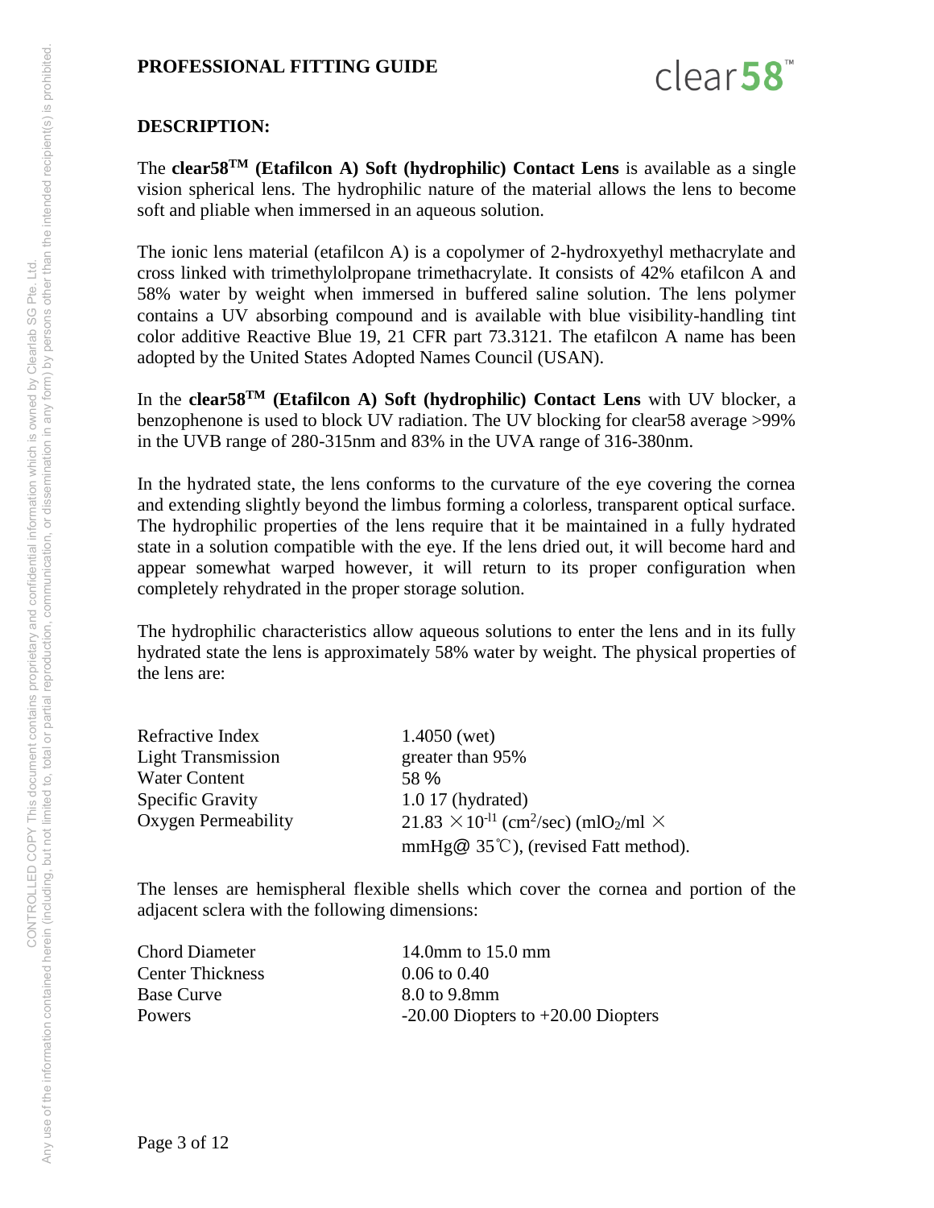# PROFESSIONAL FITTING GUIDE

## DESCRIPTION:

The **clear58™ (Etafilcon A) Soft (hydrophilic) Contact Lens** is available as a single vision spherical lens. The hydrophilic nature of the material allows the lens to become soft and pliable when immersed in an aqueous solution.

The ionic lens material (etafilcon A) is a copolymer of 2-hydroxyethyl methacrylate and cross linked with trimethylolpropane trimethacrylate. It consists of 42% etafilcon A and 58% water by weight when immersed in buffered saline solution. The lens polymer contains a UV absorbing compound and is available with blue visibility-handling tint color additive Reactive Blue 19, 21 CFR part 73.3121. The etafilcon A name has been adopted by the United States Adopted Names Council (USAN).

In the **clear58™ (Etafilcon A) Soft (hydrophilic) Contact Lens** with UV blocker, a benzophenone is used to block UV radiation. The UV blocking for clear58 average >99% in the UVB range of 280-315nm and 83% in the UVA range of 316-380nm.

In the hydrated state, the lens conforms to the curvature of the eye covering the cornea and extending slightly beyond the limbus forming a colorless, transparent optical surface. The hydrophilic properties of the lens require that it be maintained in a fully hydrated state in a solution compatible with the eye. If the lens dried out, it will become hard and appear somewhat warped however, it will return to its proper configuration when completely rehydrated in the proper storage solution.

The hydrophilic characteristics allow aqueous solutions to enter the lens and in its fully hydrated state the lens is approximately 58% water by weight. The physical properties of the lens are:

| | |
|---|---|
| Refractive Index | 1.4050 (wet) |
| Light Transmission | greater than 95% |
| Water Content | 58 % |
| Specific Gravity | 1.0 17 (hydrated) |
| Oxygen Permeability | $21.83 \times 10^{-11}$ ($cm^2$/sec) ($mlO_2$/ml $\times$ mmHg@ 35℃), (revised Fatt method). |

The lenses are hemispheral flexible shells which cover the cornea and portion of the adjacent sclera with the following dimensions:

| | |
|---|---|
| Chord Diameter | 14.0mm to 15.0 mm |
| Center Thickness | 0.06 to 0.40 |
| Base Curve | 8.0 to 9.8mm |
| Powers | -20.00 Diopters to +20.00 Diopters |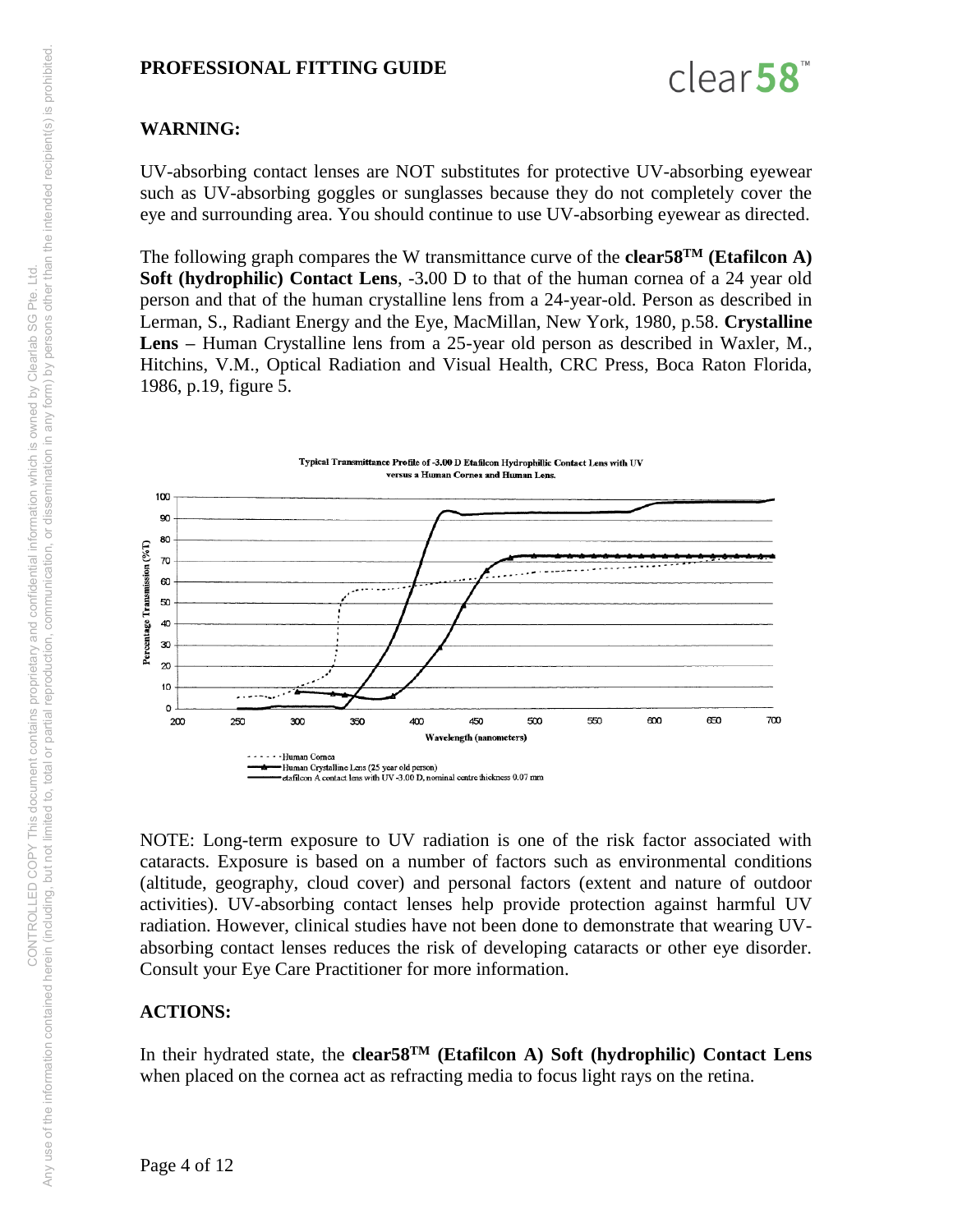**PROFESSIONAL FITTING GUIDE**

**WARNING:**

UV-absorbing contact lenses are NOT substitutes for protective UV-absorbing eyewear such as UV-absorbing goggles or sunglasses because they do not completely cover the eye and surrounding area. You should continue to use UV-absorbing eyewear as directed.

The following graph compares the W transmittance curve of the **clear58$^{TM}$ (Etafilcon A) Soft (hydrophilic) Contact Lens**, -3.00 D to that of the human cornea of a 24 year old person and that of the human crystalline lens from a 24-year-old. Person as described in Lerman, S., Radiant Energy and the Eye, MacMillan, New York, 1980, p.58. **Crystalline Lens –** Human Crystalline lens from a 25-year old person as described in Waxler, M., Hitchins, V.M., Optical Radiation and Visual Health, CRC Press, Boca Raton Florida, 1986, p.19, figure 5.

Typical Transmittance Profile of -3.00 D Etafilcon Hydrophillic Contact Lens with UV versus a Human Cornea and Human Lens.

- Human Cornea
- Human Crystalline Lens (25 year old person)
- etafilcon A contact lens with UV -3.00 D, nominal centre thickness 0.07 mm

NOTE: Long-term exposure to UV radiation is one of the risk factor associated with cataracts. Exposure is based on a number of factors such as environmental conditions (altitude, geography, cloud cover) and personal factors (extent and nature of outdoor activities). UV-absorbing contact lenses help provide protection against harmful UV radiation. However, clinical studies have not been done to demonstrate that wearing UV-absorbing contact lenses reduces the risk of developing cataracts or other eye disorder. Consult your Eye Care Practitioner for more information.

**ACTIONS:**

In their hydrated state, the **clear58$^{TM}$ (Etafilcon A) Soft (hydrophilic) Contact Lens** when placed on the cornea act as refracting media to focus light rays on the retina.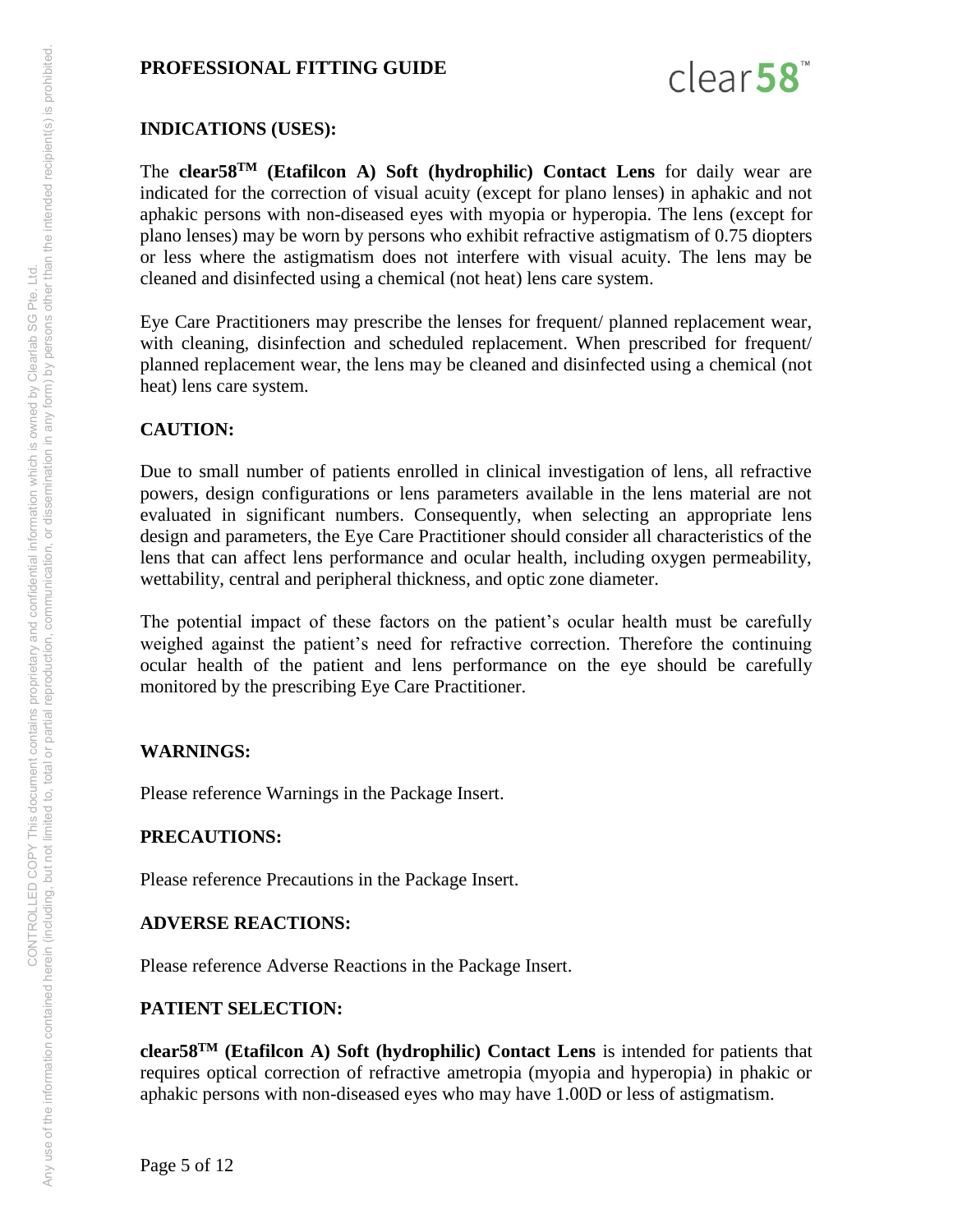## PROFESSIONAL FITTING GUIDE

### INDICATIONS (USES):

The **clear58$^{TM}$ (Etafilcon A) Soft (hydrophilic) Contact Lens** for daily wear are indicated for the correction of visual acuity (except for plano lenses) in aphakic and not aphakic persons with non-diseased eyes with myopia or hyperopia. The lens (except for plano lenses) may be worn by persons who exhibit refractive astigmatism of 0.75 diopters or less where the astigmatism does not interfere with visual acuity. The lens may be cleaned and disinfected using a chemical (not heat) lens care system.

Eye Care Practitioners may prescribe the lenses for frequent/ planned replacement wear, with cleaning, disinfection and scheduled replacement. When prescribed for frequent/ planned replacement wear, the lens may be cleaned and disinfected using a chemical (not heat) lens care system.

### CAUTION:

Due to small number of patients enrolled in clinical investigation of lens, all refractive powers, design configurations or lens parameters available in the lens material are not evaluated in significant numbers. Consequently, when selecting an appropriate lens design and parameters, the Eye Care Practitioner should consider all characteristics of the lens that can affect lens performance and ocular health, including oxygen permeability, wettability, central and peripheral thickness, and optic zone diameter.

The potential impact of these factors on the patient's ocular health must be carefully weighed against the patient's need for refractive correction. Therefore the continuing ocular health of the patient and lens performance on the eye should be carefully monitored by the prescribing Eye Care Practitioner.

### WARNINGS:

Please reference Warnings in the Package Insert.

### PRECAUTIONS:

Please reference Precautions in the Package Insert.

### ADVERSE REACTIONS:

Please reference Adverse Reactions in the Package Insert.

### PATIENT SELECTION:

**clear58$^{TM}$ (Etafilcon A) Soft (hydrophilic) Contact Lens** is intended for patients that requires optical correction of refractive ametropia (myopia and hyperopia) in phakic or aphakic persons with non-diseased eyes who may have 1.00D or less of astigmatism.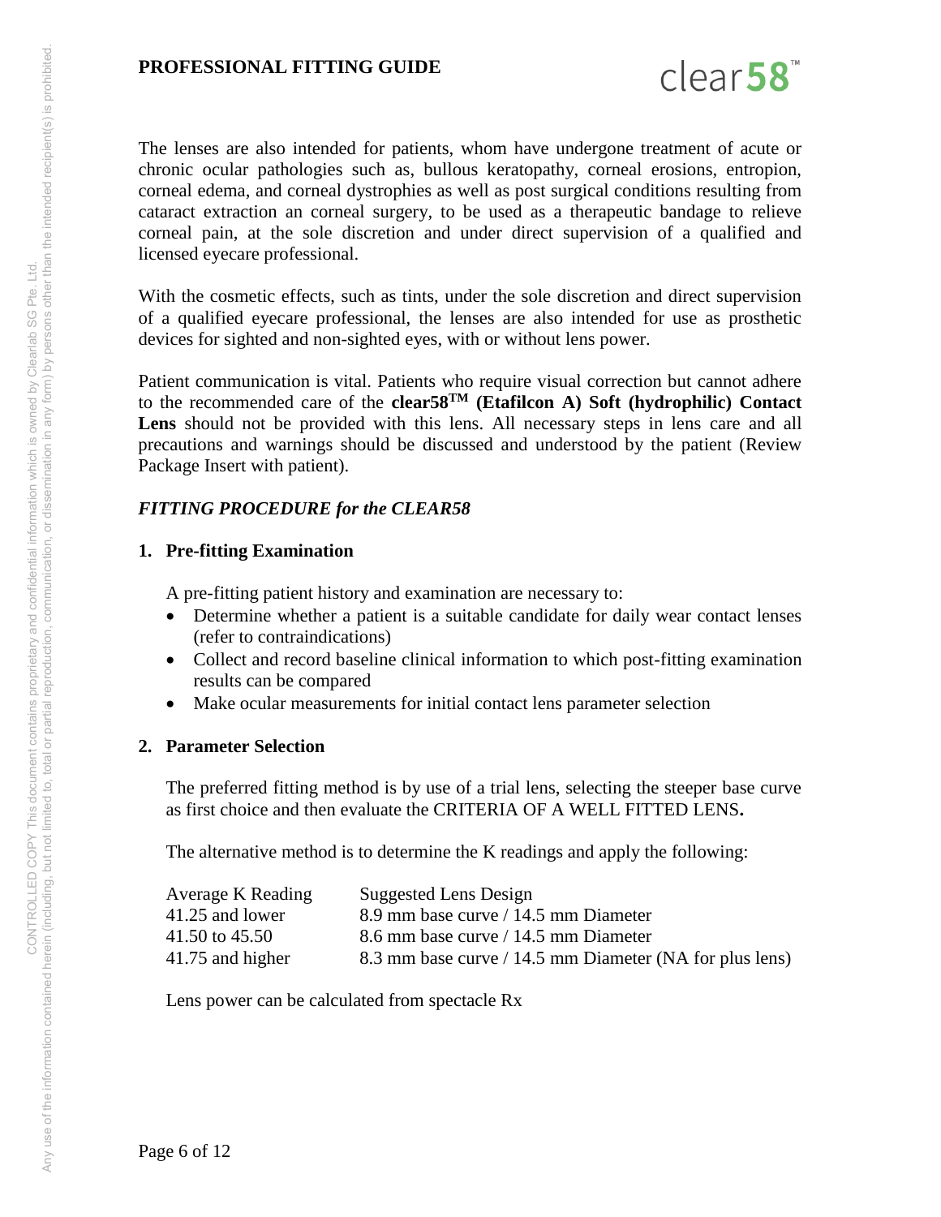The lenses are also intended for patients, whom have undergone treatment of acute or chronic ocular pathologies such as, bullous keratopathy, corneal erosions, entropion, corneal edema, and corneal dystrophies as well as post surgical conditions resulting from cataract extraction an corneal surgery, to be used as a therapeutic bandage to relieve corneal pain, at the sole discretion and under direct supervision of a qualified and licensed eyecare professional.

With the cosmetic effects, such as tints, under the sole discretion and direct supervision of a qualified eyecare professional, the lenses are also intended for use as prosthetic devices for sighted and non-sighted eyes, with or without lens power.

Patient communication is vital. Patients who require visual correction but cannot adhere to the recommended care of the **clear58[TM] (Etafilcon A) Soft (hydrophilic) Contact Lens** should not be provided with this lens. All necessary steps in lens care and all precautions and warnings should be discussed and understood by the patient (Review Package Insert with patient).

### *FITTING PROCEDURE for the CLEAR58*

**1. Pre-fitting Examination**

A pre-fitting patient history and examination are necessary to:

- Determine whether a patient is a suitable candidate for daily wear contact lenses (refer to contraindications)
- Collect and record baseline clinical information to which post-fitting examination results can be compared
- Make ocular measurements for initial contact lens parameter selection

**2. Parameter Selection**

The preferred fitting method is by use of a trial lens, selecting the steeper base curve as first choice and then evaluate the CRITERIA OF A WELL FITTED LENS**.**

The alternative method is to determine the K readings and apply the following:

| Average K Reading | Suggested Lens Design |
|---|---|
| 41.25 and lower | 8.9 mm base curve / 14.5 mm Diameter |
| 41.50 to 45.50 | 8.6 mm base curve / 14.5 mm Diameter |
| 41.75 and higher | 8.3 mm base curve / 14.5 mm Diameter (NA for plus lens) |

Lens power can be calculated from spectacle Rx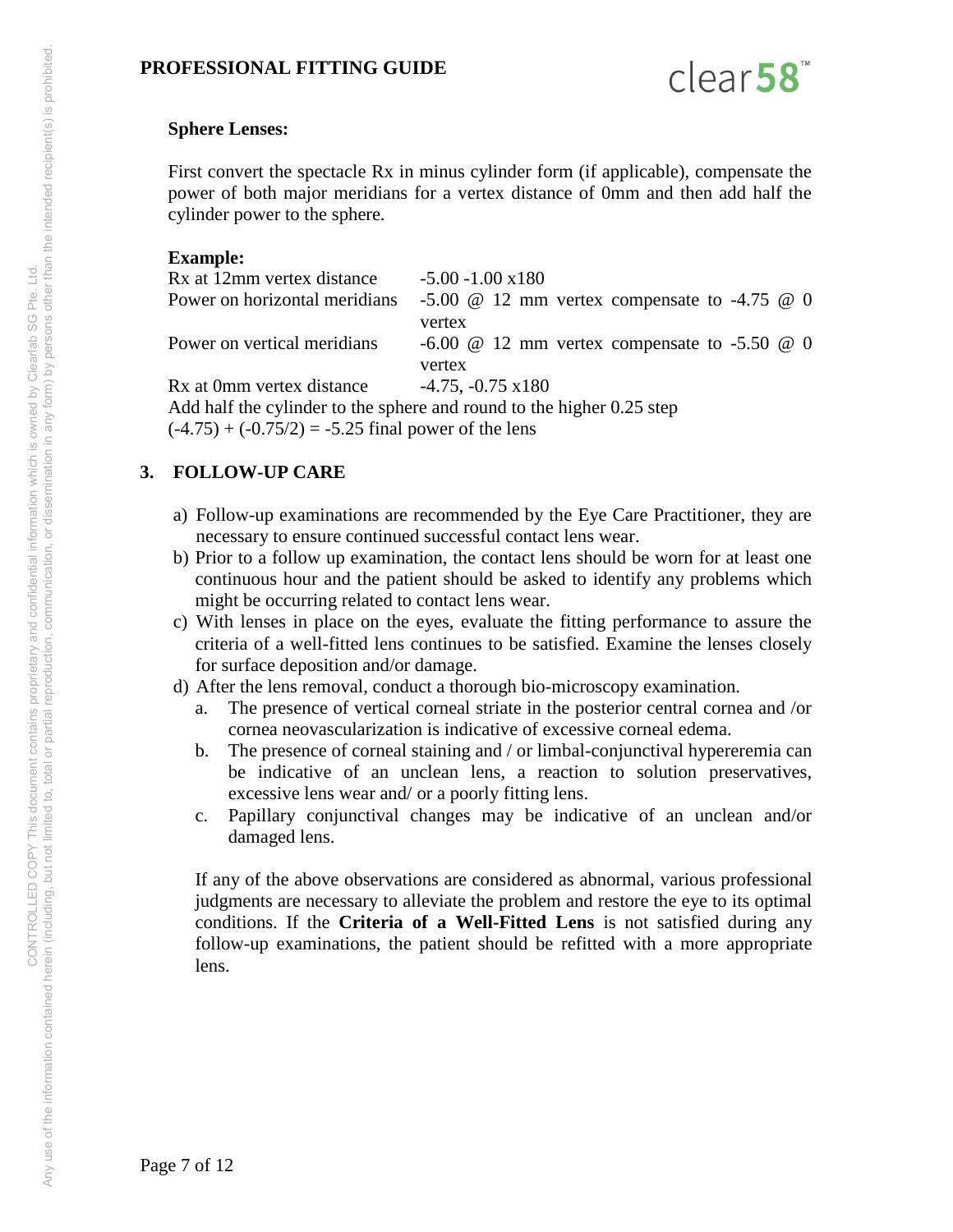**Sphere Lenses:**

First convert the spectacle Rx in minus cylinder form (if applicable), compensate the power of both major meridians for a vertex distance of 0mm and then add half the cylinder power to the sphere.

**Example:**

| | |
|---|---|
| Rx at 12mm vertex distance | -5.00 -1.00 x180 |
| Power on horizontal meridians | -5.00 @ 12 mm vertex compensate to -4.75 @ 0 vertex |
| Power on vertical meridians | -6.00 @ 12 mm vertex compensate to -5.50 @ 0 vertex |
| Rx at 0mm vertex distance | -4.75, -0.75 x180 |

Add half the cylinder to the sphere and round to the higher 0.25 step

(-4.75) + (-0.75/2) = -5.25 final power of the lens

## 3. FOLLOW-UP CARE

a) Follow-up examinations are recommended by the Eye Care Practitioner, they are necessary to ensure continued successful contact lens wear.

b) Prior to a follow up examination, the contact lens should be worn for at least one continuous hour and the patient should be asked to identify any problems which might be occurring related to contact lens wear.

c) With lenses in place on the eyes, evaluate the fitting performance to assure the criteria of a well-fitted lens continues to be satisfied. Examine the lenses closely for surface deposition and/or damage.

d) After the lens removal, conduct a thorough bio-microscopy examination.

   a. The presence of vertical corneal striate in the posterior central cornea and /or cornea neovascularization is indicative of excessive corneal edema.

   b. The presence of corneal staining and / or limbal-conjunctival hypereremia can be indicative of an unclean lens, a reaction to solution preservatives, excessive lens wear and/ or a poorly fitting lens.

   c. Papillary conjunctival changes may be indicative of an unclean and/or damaged lens.

   If any of the above observations are considered as abnormal, various professional judgments are necessary to alleviate the problem and restore the eye to its optimal conditions. If the **Criteria of a Well-Fitted Lens** is not satisfied during any follow-up examinations, the patient should be refitted with a more appropriate lens.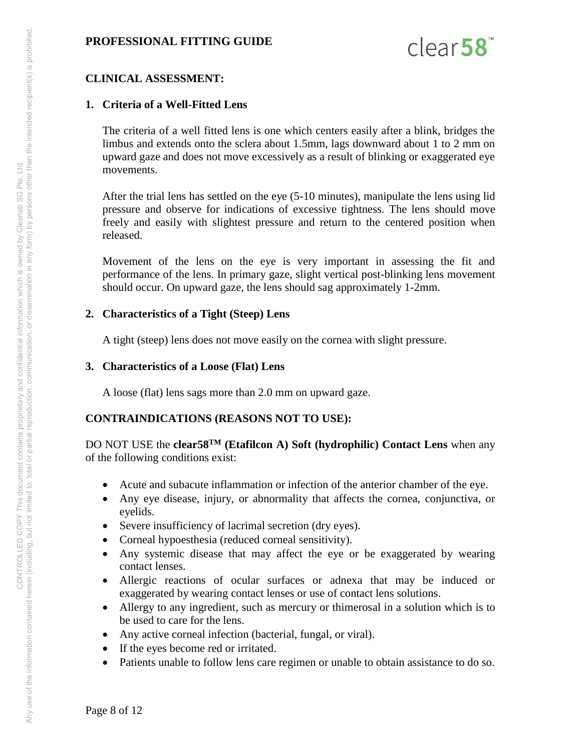**PROFESSIONAL FITTING GUIDE**

**CLINICAL ASSESSMENT:**

1. **Criteria of a Well-Fitted Lens**

   The criteria of a well fitted lens is one which centers easily after a blink, bridges the limbus and extends onto the sclera about 1.5mm, lags downward about 1 to 2 mm on upward gaze and does not move excessively as a result of blinking or exaggerated eye movements.

   After the trial lens has settled on the eye (5-10 minutes), manipulate the lens using lid pressure and observe for indications of excessive tightness. The lens should move freely and easily with slightest pressure and return to the centered position when released.

   Movement of the lens on the eye is very important in assessing the fit and performance of the lens. In primary gaze, slight vertical post-blinking lens movement should occur. On upward gaze, the lens should sag approximately 1-2mm.

2. **Characteristics of a Tight (Steep) Lens**

   A tight (steep) lens does not move easily on the cornea with slight pressure.

3. **Characteristics of a Loose (Flat) Lens**

   A loose (flat) lens sags more than 2.0 mm on upward gaze.

**CONTRAINDICATIONS (REASONS NOT TO USE):**

DO NOT USE the **clear58TM (Etafilcon A) Soft (hydrophilic) Contact Lens** when any of the following conditions exist:

- Acute and subacute inflammation or infection of the anterior chamber of the eye.
- Any eye disease, injury, or abnormality that affects the cornea, conjunctiva, or eyelids.
- Severe insufficiency of lacrimal secretion (dry eyes).
- Corneal hypoesthesia (reduced corneal sensitivity).
- Any systemic disease that may affect the eye or be exaggerated by wearing contact lenses.
- Allergic reactions of ocular surfaces or adnexa that may be induced or exaggerated by wearing contact lenses or use of contact lens solutions.
- Allergy to any ingredient, such as mercury or thimerosal in a solution which is to be used to care for the lens.
- Any active corneal infection (bacterial, fungal, or viral).
- If the eyes become red or irritated.
- Patients unable to follow lens care regimen or unable to obtain assistance to do so.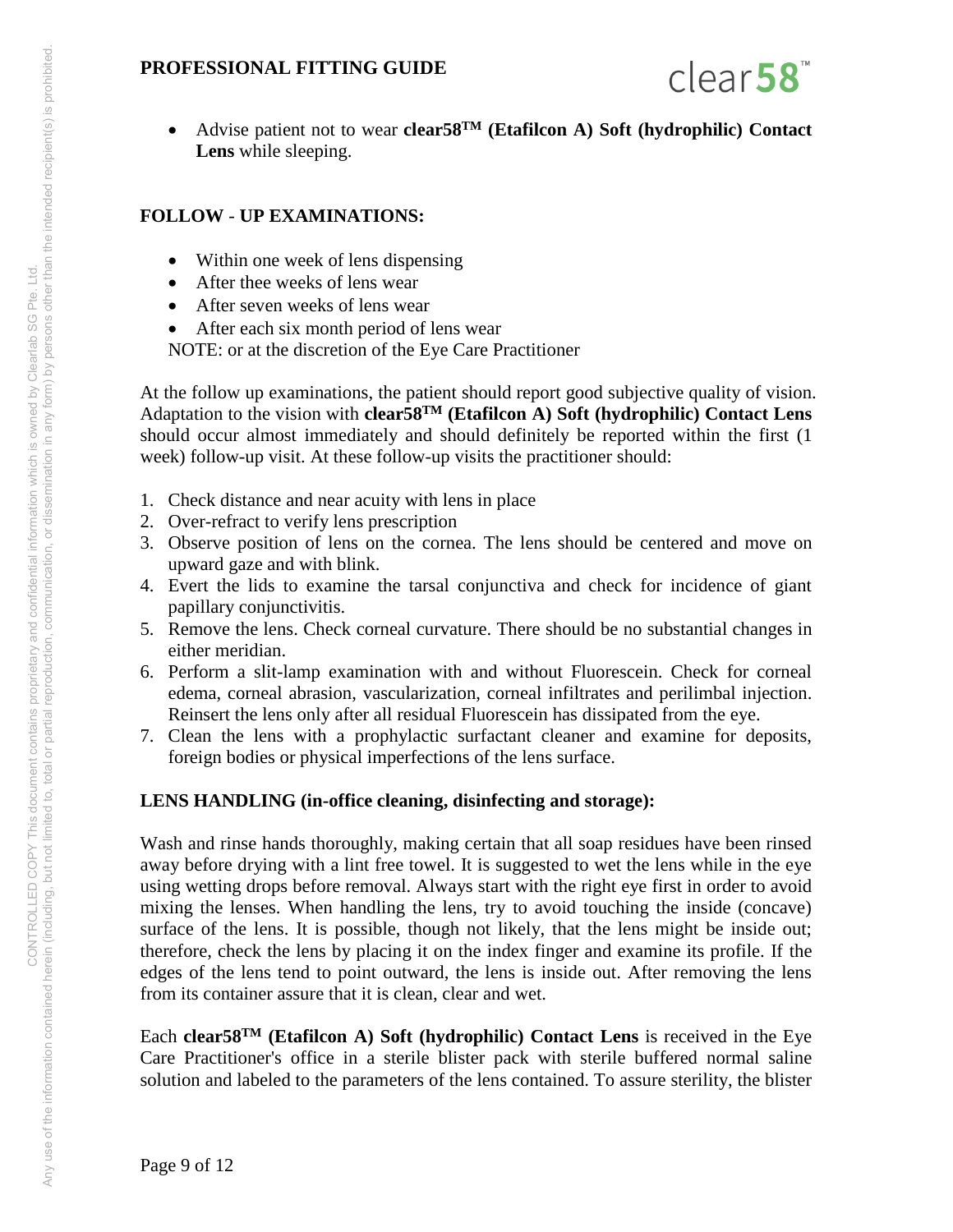- Advise patient not to wear **clear58™ (Etafilcon A) Soft (hydrophilic) Contact Lens** while sleeping.

## FOLLOW - UP EXAMINATIONS:

- Within one week of lens dispensing
- After thee weeks of lens wear
- After seven weeks of lens wear
- After each six month period of lens wear

NOTE: or at the discretion of the Eye Care Practitioner

At the follow up examinations, the patient should report good subjective quality of vision. Adaptation to the vision with **clear58™ (Etafilcon A) Soft (hydrophilic) Contact Lens** should occur almost immediately and should definitely be reported within the first (1 week) follow-up visit. At these follow-up visits the practitioner should:

1. Check distance and near acuity with lens in place
2. Over-refract to verify lens prescription
3. Observe position of lens on the cornea. The lens should be centered and move on upward gaze and with blink.
4. Evert the lids to examine the tarsal conjunctiva and check for incidence of giant papillary conjunctivitis.
5. Remove the lens. Check corneal curvature. There should be no substantial changes in either meridian.
6. Perform a slit-lamp examination with and without Fluorescein. Check for corneal edema, corneal abrasion, vascularization, corneal infiltrates and perilimbal injection. Reinsert the lens only after all residual Fluorescein has dissipated from the eye.
7. Clean the lens with a prophylactic surfactant cleaner and examine for deposits, foreign bodies or physical imperfections of the lens surface.

## LENS HANDLING (in-office cleaning, disinfecting and storage):

Wash and rinse hands thoroughly, making certain that all soap residues have been rinsed away before drying with a lint free towel. It is suggested to wet the lens while in the eye using wetting drops before removal. Always start with the right eye first in order to avoid mixing the lenses. When handling the lens, try to avoid touching the inside (concave) surface of the lens. It is possible, though not likely, that the lens might be inside out; therefore, check the lens by placing it on the index finger and examine its profile. If the edges of the lens tend to point outward, the lens is inside out. After removing the lens from its container assure that it is clean, clear and wet.

Each **clear58™ (Etafilcon A) Soft (hydrophilic) Contact Lens** is received in the Eye Care Practitioner's office in a sterile blister pack with sterile buffered normal saline solution and labeled to the parameters of the lens contained. To assure sterility, the blister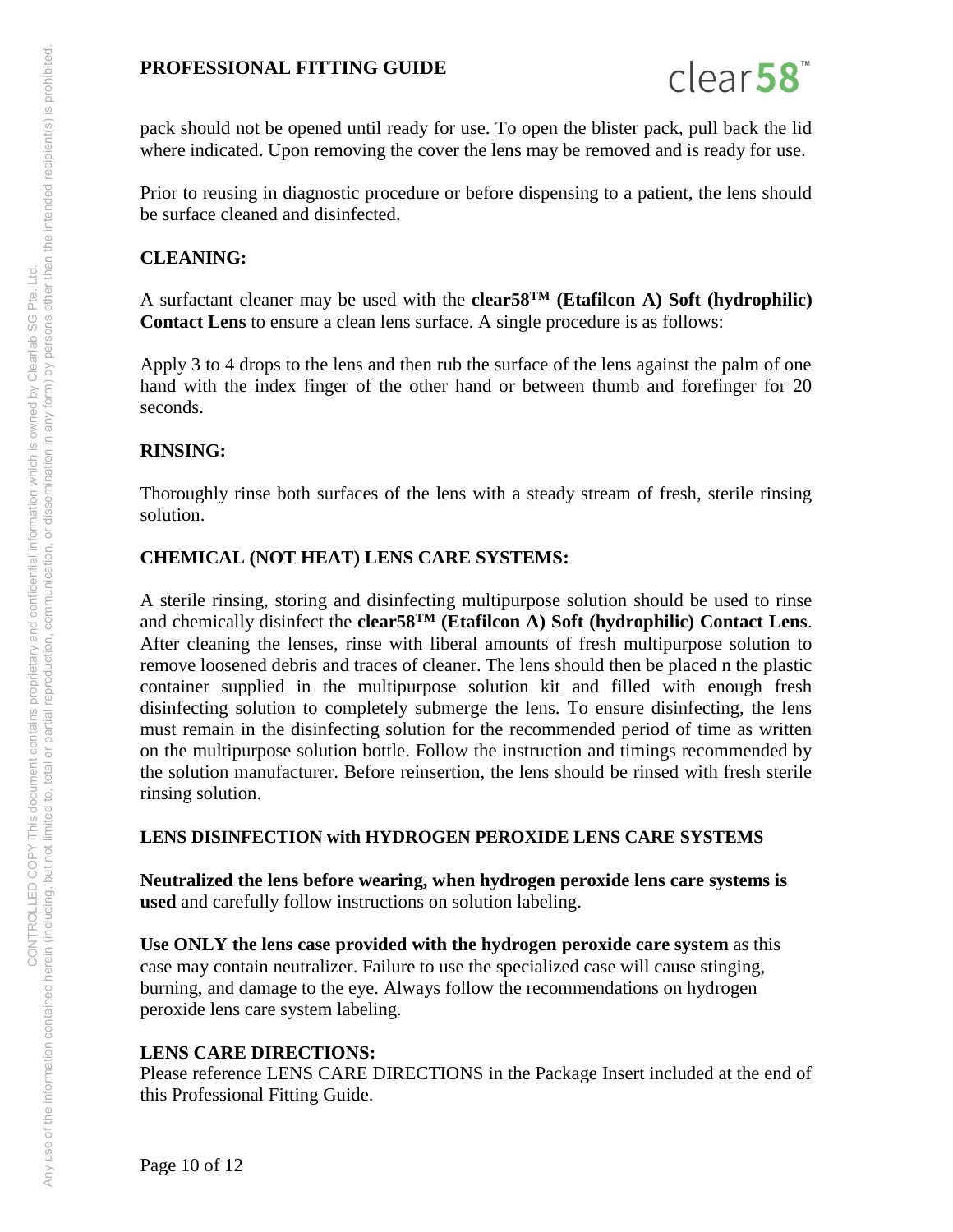pack should not be opened until ready for use. To open the blister pack, pull back the lid where indicated. Upon removing the cover the lens may be removed and is ready for use.

Prior to reusing in diagnostic procedure or before dispensing to a patient, the lens should be surface cleaned and disinfected.

**CLEANING:**

A surfactant cleaner may be used with the **clear58TM (Etafilcon A) Soft (hydrophilic) Contact Lens** to ensure a clean lens surface. A single procedure is as follows:

Apply 3 to 4 drops to the lens and then rub the surface of the lens against the palm of one hand with the index finger of the other hand or between thumb and forefinger for 20 seconds.

**RINSING:**

Thoroughly rinse both surfaces of the lens with a steady stream of fresh, sterile rinsing solution.

**CHEMICAL (NOT HEAT) LENS CARE SYSTEMS:**

A sterile rinsing, storing and disinfecting multipurpose solution should be used to rinse and chemically disinfect the **clear58TM (Etafilcon A) Soft (hydrophilic) Contact Lens**. After cleaning the lenses, rinse with liberal amounts of fresh multipurpose solution to remove loosened debris and traces of cleaner. The lens should then be placed n the plastic container supplied in the multipurpose solution kit and filled with enough fresh disinfecting solution to completely submerge the lens. To ensure disinfecting, the lens must remain in the disinfecting solution for the recommended period of time as written on the multipurpose solution bottle. Follow the instruction and timings recommended by the solution manufacturer. Before reinsertion, the lens should be rinsed with fresh sterile rinsing solution.

**LENS DISINFECTION with HYDROGEN PEROXIDE LENS CARE SYSTEMS**

**Neutralized the lens before wearing, when hydrogen peroxide lens care systems is used** and carefully follow instructions on solution labeling.

**Use ONLY the lens case provided with the hydrogen peroxide care system** as this case may contain neutralizer. Failure to use the specialized case will cause stinging, burning, and damage to the eye. Always follow the recommendations on hydrogen peroxide lens care system labeling.

**LENS CARE DIRECTIONS:**
Please reference LENS CARE DIRECTIONS in the Package Insert included at the end of this Professional Fitting Guide.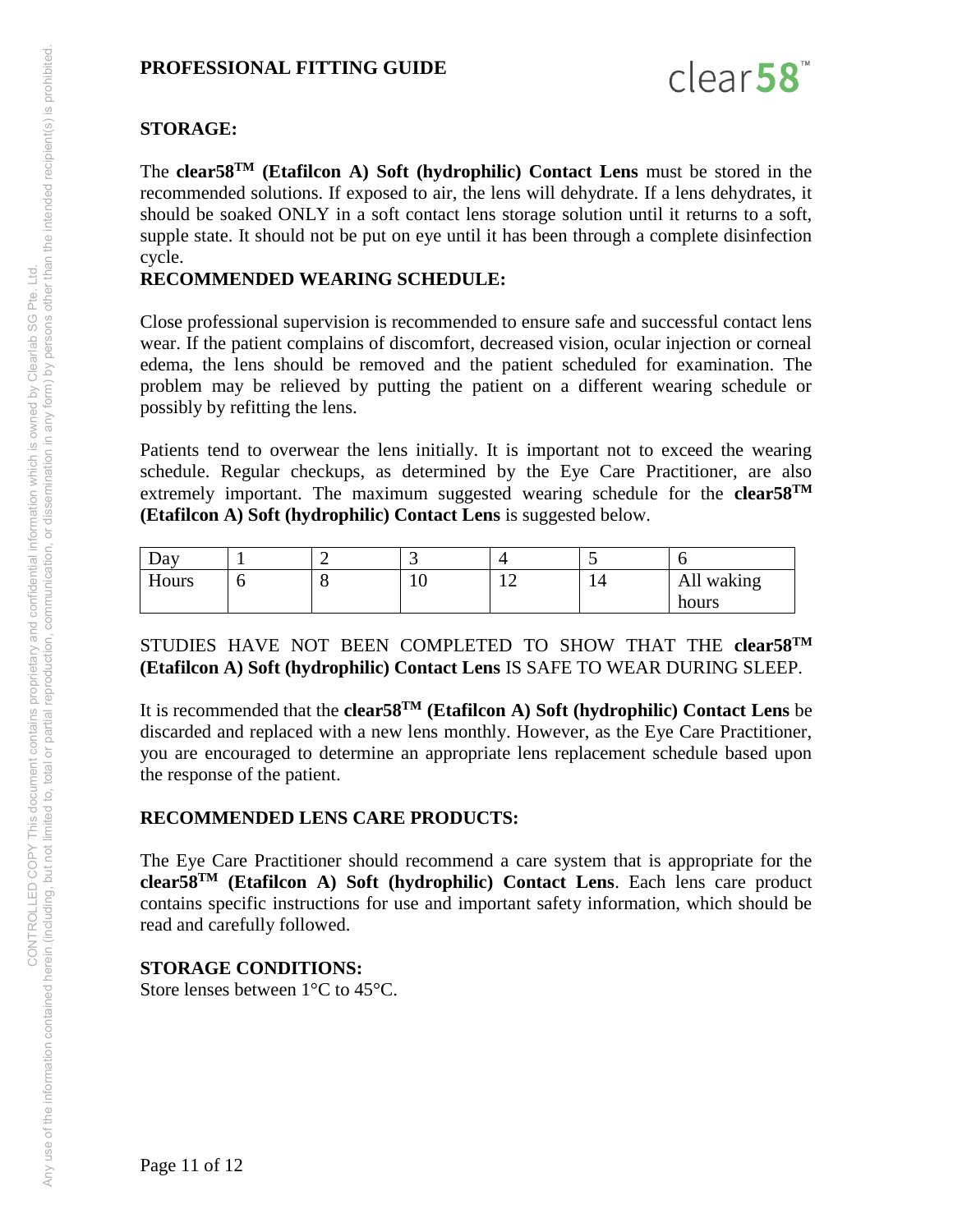## STORAGE:

The **clear58™ (Etafilcon A) Soft (hydrophilic) Contact Lens** must be stored in the recommended solutions. If exposed to air, the lens will dehydrate. If a lens dehydrates, it should be soaked ONLY in a soft contact lens storage solution until it returns to a soft, supple state. It should not be put on eye until it has been through a complete disinfection cycle.

## RECOMMENDED WEARING SCHEDULE:

Close professional supervision is recommended to ensure safe and successful contact lens wear. If the patient complains of discomfort, decreased vision, ocular injection or corneal edema, the lens should be removed and the patient scheduled for examination. The problem may be relieved by putting the patient on a different wearing schedule or possibly by refitting the lens.

Patients tend to overwear the lens initially. It is important not to exceed the wearing schedule. Regular checkups, as determined by the Eye Care Practitioner, are also extremely important. The maximum suggested wearing schedule for the **clear58™ (Etafilcon A) Soft (hydrophilic) Contact Lens** is suggested below.

| Day | 1 | 2 | 3 | 4 | 5 | 6 |
|---|---|---|---|---|---|---|
| Hours | 6 | 8 | 10 | 12 | 14 | All waking hours |

STUDIES HAVE NOT BEEN COMPLETED TO SHOW THAT THE **clear58™ (Etafilcon A) Soft (hydrophilic) Contact Lens** IS SAFE TO WEAR DURING SLEEP.

It is recommended that the **clear58™ (Etafilcon A) Soft (hydrophilic) Contact Lens** be discarded and replaced with a new lens monthly. However, as the Eye Care Practitioner, you are encouraged to determine an appropriate lens replacement schedule based upon the response of the patient.

## RECOMMENDED LENS CARE PRODUCTS:

The Eye Care Practitioner should recommend a care system that is appropriate for the **clear58™ (Etafilcon A) Soft (hydrophilic) Contact Lens**. Each lens care product contains specific instructions for use and important safety information, which should be read and carefully followed.

## STORAGE CONDITIONS:

Store lenses between 1°C to 45°C.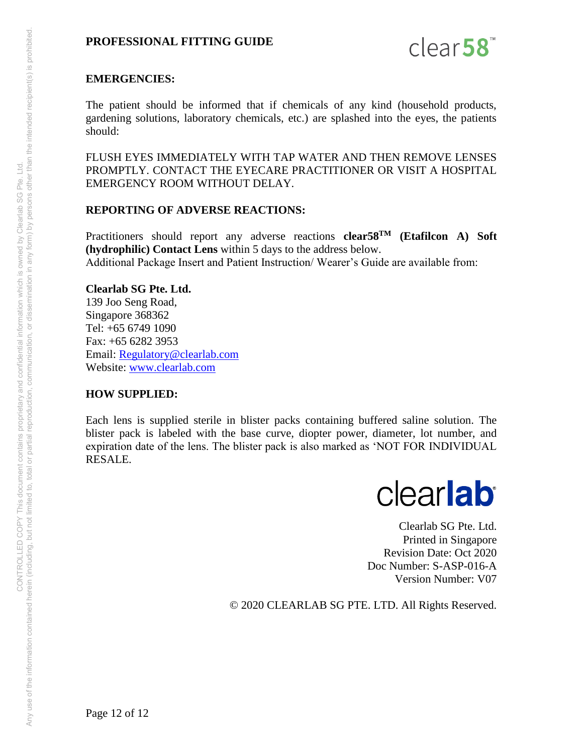## EMERGENCIES:

The patient should be informed that if chemicals of any kind (household products, gardening solutions, laboratory chemicals, etc.) are splashed into the eyes, the patients should:

FLUSH EYES IMMEDIATELY WITH TAP WATER AND THEN REMOVE LENSES PROMPTLY. CONTACT THE EYECARE PRACTITIONER OR VISIT A HOSPITAL EMERGENCY ROOM WITHOUT DELAY.

## REPORTING OF ADVERSE REACTIONS:

Practitioners should report any adverse reactions **clear58™ (Etafilcon A) Soft (hydrophilic) Contact Lens** within 5 days to the address below.
Additional Package Insert and Patient Instruction/ Wearer's Guide are available from:

**Clearlab SG Pte. Ltd.**
139 Joo Seng Road,
Singapore 368362
Tel: +65 6749 1090
Fax: +65 6282 3953
Email: Regulatory@clearlab.com
Website: www.clearlab.com

## HOW SUPPLIED:

Each lens is supplied sterile in blister packs containing buffered saline solution. The blister pack is labeled with the base curve, diopter power, diameter, lot number, and expiration date of the lens. The blister pack is also marked as 'NOT FOR INDIVIDUAL RESALE.

Clearlab SG Pte. Ltd.
Printed in Singapore
Revision Date: Oct 2020
Doc Number: S-ASP-016-A
Version Number: V07

© 2020 CLEARLAB SG PTE. LTD. All Rights Reserved.